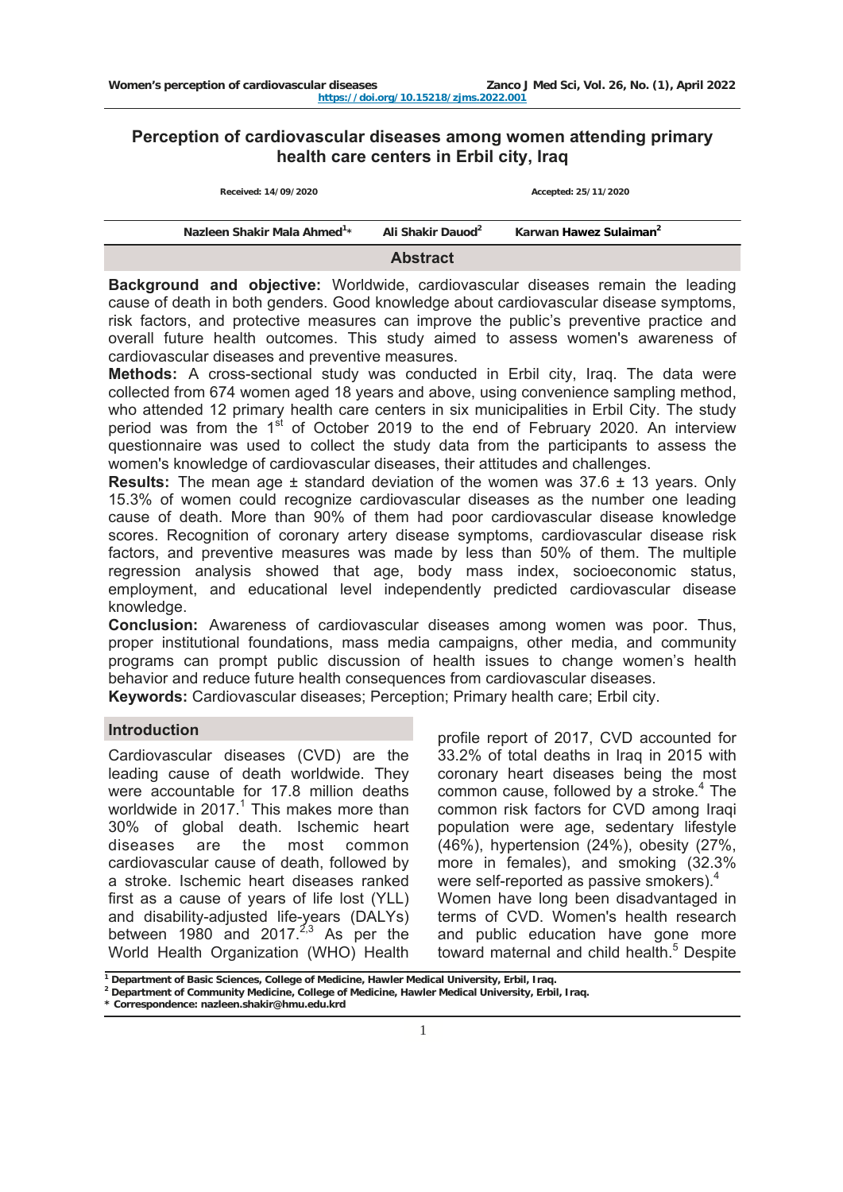# Perception of cardiovascular diseases among women attending primary health care centers in Erbil city, Iraq

Received: 14/09/2020 Accepted: 25/11/2020

Nazleen Shakir Mala Ahmed[1]* Ali Shakir Dauod[2] Karwan Hawez Sulaiman[2]

## Abstract

**Background and objective:** Worldwide, cardiovascular diseases remain the leading cause of death in both genders. Good knowledge about cardiovascular disease symptoms, risk factors, and protective measures can improve the public's preventive practice and overall future health outcomes. This study aimed to assess women's awareness of cardiovascular diseases and preventive measures.

**Methods:** A cross-sectional study was conducted in Erbil city, Iraq. The data were collected from 674 women aged 18 years and above, using convenience sampling method, who attended 12 primary health care centers in six municipalities in Erbil City. The study period was from the 1st of October 2019 to the end of February 2020. An interview questionnaire was used to collect the study data from the participants to assess the women's knowledge of cardiovascular diseases, their attitudes and challenges.

**Results:** The mean age ± standard deviation of the women was 37.6 ± 13 years. Only 15.3% of women could recognize cardiovascular diseases as the number one leading cause of death. More than 90% of them had poor cardiovascular disease knowledge scores. Recognition of coronary artery disease symptoms, cardiovascular disease risk factors, and preventive measures was made by less than 50% of them. The multiple regression analysis showed that age, body mass index, socioeconomic status, employment, and educational level independently predicted cardiovascular disease knowledge.

**Conclusion:** Awareness of cardiovascular diseases among women was poor. Thus, proper institutional foundations, mass media campaigns, other media, and community programs can prompt public discussion of health issues to change women's health behavior and reduce future health consequences from cardiovascular diseases.

**Keywords:** Cardiovascular diseases; Perception; Primary health care; Erbil city.

## Introduction

Cardiovascular diseases (CVD) are the leading cause of death worldwide. They were accountable for 17.8 million deaths worldwide in 2017.[1] This makes more than 30% of global death. Ischemic heart diseases are the most common cardiovascular cause of death, followed by a stroke. Ischemic heart diseases ranked first as a cause of years of life lost (YLL) and disability-adjusted life-years (DALYs) between 1980 and 2017.[2,3] As per the World Health Organization (WHO) Health profile report of 2017, CVD accounted for 33.2% of total deaths in Iraq in 2015 with coronary heart diseases being the most common cause, followed by a stroke.[4] The common risk factors for CVD among Iraqi population were age, sedentary lifestyle (46%), hypertension (24%), obesity (27%, more in females), and smoking (32.3% were self-reported as passive smokers).[4]

Women have long been disadvantaged in terms of CVD. Women's health research and public education have gone more toward maternal and child health.[5] Despite

[1] Department of Basic Sciences, College of Medicine, Hawler Medical University, Erbil, Iraq.
[2] Department of Community Medicine, College of Medicine, Hawler Medical University, Erbil, Iraq.
* Correspondence: nazleen.shakir@hmu.edu.krd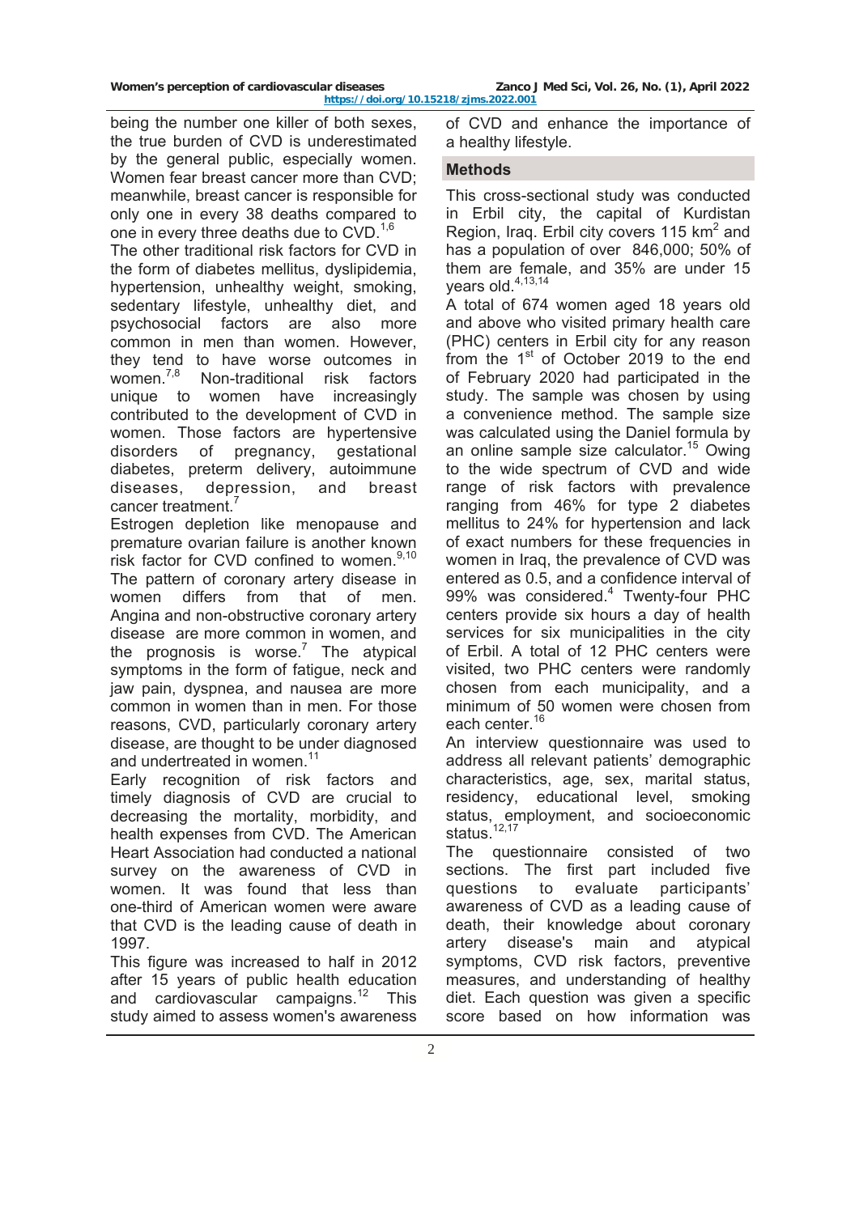being the number one killer of both sexes, the true burden of CVD is underestimated by the general public, especially women. Women fear breast cancer more than CVD; meanwhile, breast cancer is responsible for only one in every 38 deaths compared to one in every three deaths due to CVD.[1,6]

The other traditional risk factors for CVD in the form of diabetes mellitus, dyslipidemia, hypertension, unhealthy weight, smoking, sedentary lifestyle, unhealthy diet, and psychosocial factors are also more common in men than women. However, they tend to have worse outcomes in women.[7,8] Non-traditional risk factors unique to women have increasingly contributed to the development of CVD in women. Those factors are hypertensive disorders of pregnancy, gestational diabetes, preterm delivery, autoimmune diseases, depression, and breast cancer treatment.[7]

Estrogen depletion like menopause and premature ovarian failure is another known risk factor for CVD confined to women.[9,10] The pattern of coronary artery disease in women differs from that of men. Angina and non-obstructive coronary artery disease are more common in women, and the prognosis is worse.[7] The atypical symptoms in the form of fatigue, neck and jaw pain, dyspnea, and nausea are more common in women than in men. For those reasons, CVD, particularly coronary artery disease, are thought to be under diagnosed and undertreated in women.[11]

Early recognition of risk factors and timely diagnosis of CVD are crucial to decreasing the mortality, morbidity, and health expenses from CVD. The American Heart Association had conducted a national survey on the awareness of CVD in women. It was found that less than one-third of American women were aware that CVD is the leading cause of death in 1997.

This figure was increased to half in 2012 after 15 years of public health education and cardiovascular campaigns.[12] This study aimed to assess women's awareness of CVD and enhance the importance of a healthy lifestyle.

## Methods

This cross-sectional study was conducted in Erbil city, the capital of Kurdistan Region, Iraq. Erbil city covers 115 km$^2$ and has a population of over 846,000; 50% of them are female, and 35% are under 15 years old.[4,13,14]

A total of 674 women aged 18 years old and above who visited primary health care (PHC) centers in Erbil city for any reason from the 1st of October 2019 to the end of February 2020 had participated in the study. The sample was chosen by using a convenience method. The sample size was calculated using the Daniel formula by an online sample size calculator.[15] Owing to the wide spectrum of CVD and wide range of risk factors with prevalence ranging from 46% for type 2 diabetes mellitus to 24% for hypertension and lack of exact numbers for these frequencies in women in Iraq, the prevalence of CVD was entered as 0.5, and a confidence interval of 99% was considered.[4] Twenty-four PHC centers provide six hours a day of health services for six municipalities in the city of Erbil. A total of 12 PHC centers were visited, two PHC centers were randomly chosen from each municipality, and a minimum of 50 women were chosen from each center.[16]

An interview questionnaire was used to address all relevant patients' demographic characteristics, age, sex, marital status, residency, educational level, smoking status, employment, and socioeconomic status.[12,17]

The questionnaire consisted of two sections. The first part included five questions to evaluate participants' awareness of CVD as a leading cause of death, their knowledge about coronary artery disease's main and atypical symptoms, CVD risk factors, preventive measures, and understanding of healthy diet. Each question was given a specific score based on how information was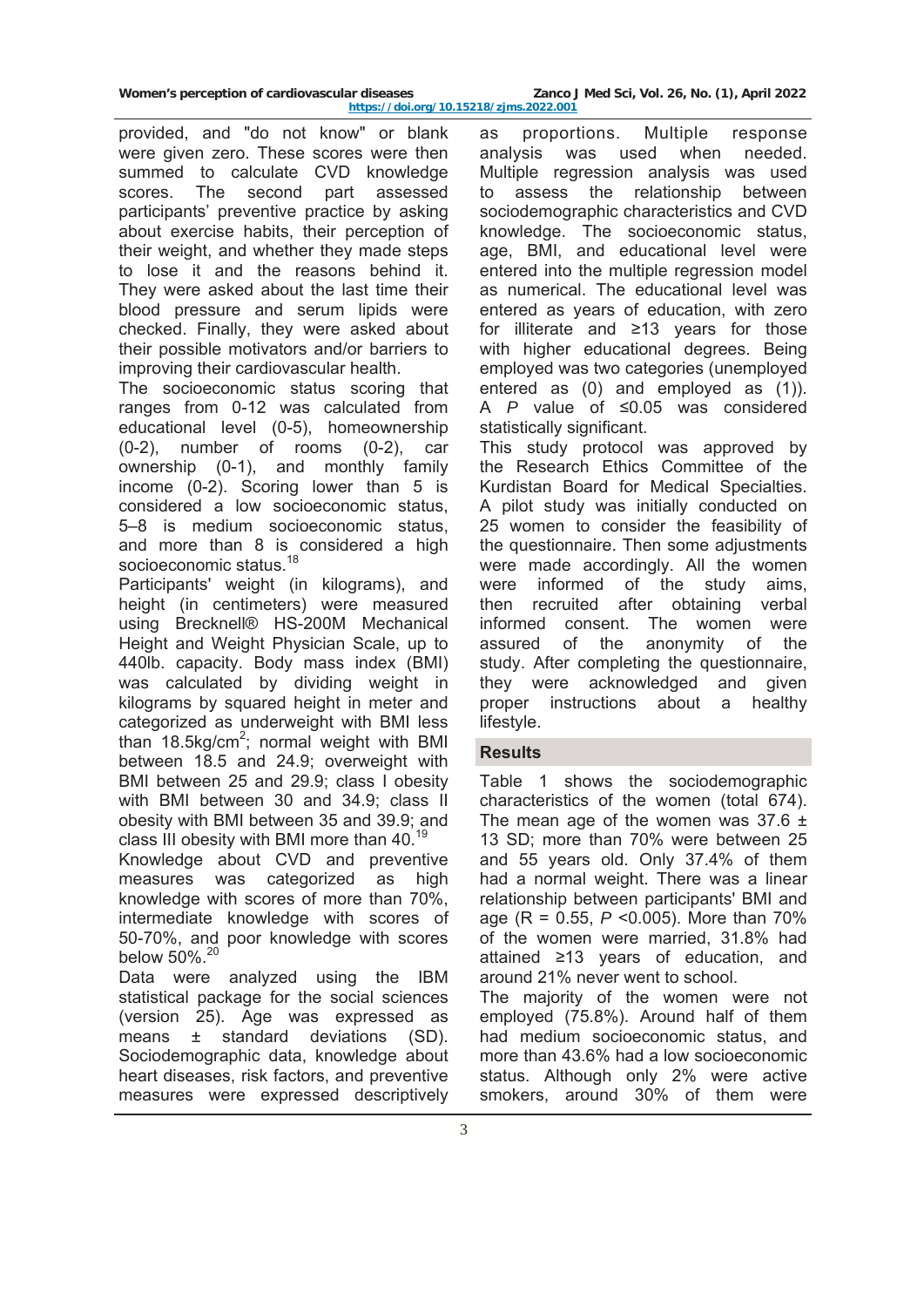provided, and "do not know" or blank were given zero. These scores were then summed to calculate CVD knowledge scores. The second part assessed participants' preventive practice by asking about exercise habits, their perception of their weight, and whether they made steps to lose it and the reasons behind it. They were asked about the last time their blood pressure and serum lipids were checked. Finally, they were asked about their possible motivators and/or barriers to improving their cardiovascular health.

The socioeconomic status scoring that ranges from 0-12 was calculated from educational level (0-5), homeownership (0-2), number of rooms (0-2), car ownership (0-1), and monthly family income (0-2). Scoring lower than 5 is considered a low socioeconomic status, 5–8 is medium socioeconomic status, and more than 8 is considered a high socioeconomic status.[18]

Participants' weight (in kilograms), and height (in centimeters) were measured using Brecknell® HS-200M Mechanical Height and Weight Physician Scale, up to 440lb. capacity. Body mass index (BMI) was calculated by dividing weight in kilograms by squared height in meter and categorized as underweight with BMI less than 18.5kg/cm$^2$; normal weight with BMI between 18.5 and 24.9; overweight with BMI between 25 and 29.9; class I obesity with BMI between 30 and 34.9; class II obesity with BMI between 35 and 39.9; and class III obesity with BMI more than 40.[19]

Knowledge about CVD and preventive measures was categorized as high knowledge with scores of more than 70%, intermediate knowledge with scores of 50-70%, and poor knowledge with scores below 50%.[20]

Data were analyzed using the IBM statistical package for the social sciences (version 25). Age was expressed as means ± standard deviations (SD). Sociodemographic data, knowledge about heart diseases, risk factors, and preventive measures were expressed descriptively as proportions. Multiple response analysis was used when needed. Multiple regression analysis was used to assess the relationship between sociodemographic characteristics and CVD knowledge. The socioeconomic status, age, BMI, and educational level were entered into the multiple regression model as numerical. The educational level was entered as years of education, with zero for illiterate and ≥13 years for those with higher educational degrees. Being employed was two categories (unemployed entered as (0) and employed as (1)). A *P* value of ≤0.05 was considered statistically significant.

This study protocol was approved by the Research Ethics Committee of the Kurdistan Board for Medical Specialties. A pilot study was initially conducted on 25 women to consider the feasibility of the questionnaire. Then some adjustments were made accordingly. All the women were informed of the study aims, then recruited after obtaining verbal informed consent. The women were assured of the anonymity of the study. After completing the questionnaire, they were acknowledged and given proper instructions about a healthy lifestyle.

## Results

Table 1 shows the sociodemographic characteristics of the women (total 674). The mean age of the women was 37.6 ± 13 SD; more than 70% were between 25 and 55 years old. Only 37.4% of them had a normal weight. There was a linear relationship between participants' BMI and age ($R = 0.55$, $P < 0.005$). More than 70% of the women were married, 31.8% had attained ≥13 years of education, and around 21% never went to school.

The majority of the women were not employed (75.8%). Around half of them had medium socioeconomic status, and more than 43.6% had a low socioeconomic status. Although only 2% were active smokers, around 30% of them were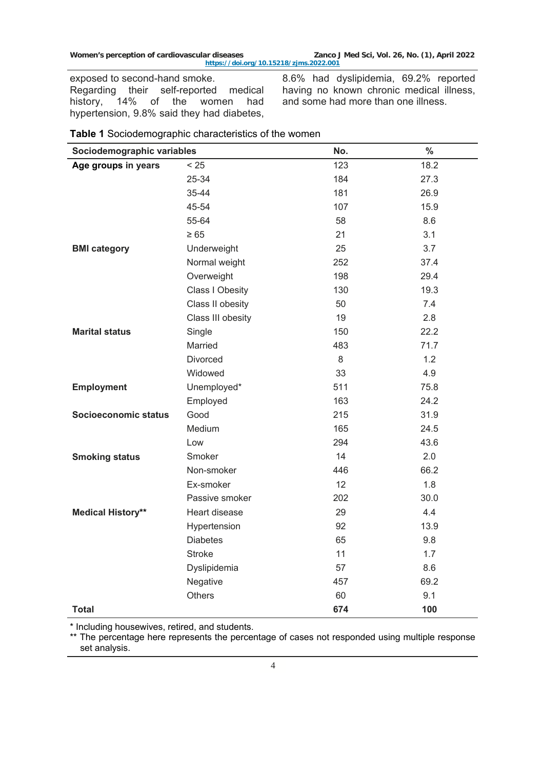exposed to second-hand smoke.

Regarding their self-reported medical history, 14% of the women had hypertension, 9.8% said they had diabetes, 8.6% had dyslipidemia, 69.2% reported having no known chronic medical illness, and some had more than one illness.

**Table 1** Sociodemographic characteristics of the women

| Sociodemographic variables | | No. | % |
|---|---|---|---|
| **Age groups in years** | < 25 | 123 | 18.2 |
| | 25-34 | 184 | 27.3 |
| | 35-44 | 181 | 26.9 |
| | 45-54 | 107 | 15.9 |
| | 55-64 | 58 | 8.6 |
| | ≥ 65 | 21 | 3.1 |
| **BMI category** | Underweight | 25 | 3.7 |
| | Normal weight | 252 | 37.4 |
| | Overweight | 198 | 29.4 |
| | Class I Obesity | 130 | 19.3 |
| | Class II obesity | 50 | 7.4 |
| | Class III obesity | 19 | 2.8 |
| **Marital status** | Single | 150 | 22.2 |
| | Married | 483 | 71.7 |
| | Divorced | 8 | 1.2 |
| | Widowed | 33 | 4.9 |
| **Employment** | Unemployed* | 511 | 75.8 |
| | Employed | 163 | 24.2 |
| **Socioeconomic status** | Good | 215 | 31.9 |
| | Medium | 165 | 24.5 |
| | Low | 294 | 43.6 |
| **Smoking status** | Smoker | 14 | 2.0 |
| | Non-smoker | 446 | 66.2 |
| | Ex-smoker | 12 | 1.8 |
| | Passive smoker | 202 | 30.0 |
| **Medical History**** | Heart disease | 29 | 4.4 |
| | Hypertension | 92 | 13.9 |
| | Diabetes | 65 | 9.8 |
| | Stroke | 11 | 1.7 |
| | Dyslipidemia | 57 | 8.6 |
| | Negative | 457 | 69.2 |
| | Others | 60 | 9.1 |
| **Total** | | **674** | **100** |

* Including housewives, retired, and students.

** The percentage here represents the percentage of cases not responded using multiple response set analysis.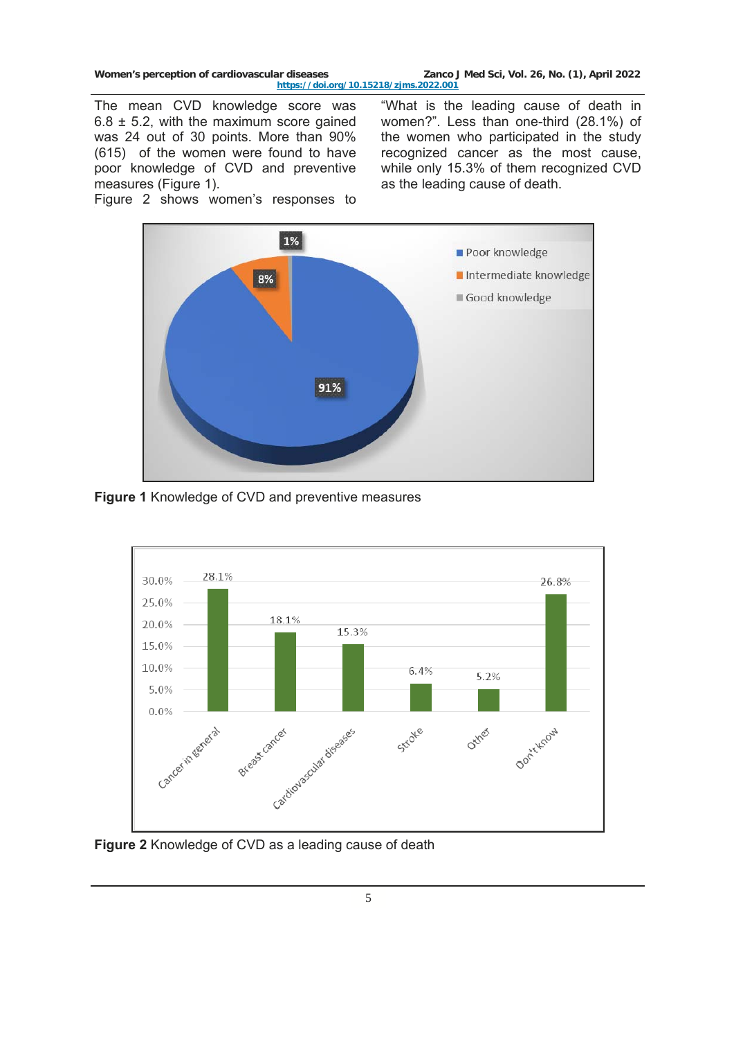The mean CVD knowledge score was 6.8 ± 5.2, with the maximum score gained was 24 out of 30 points. More than 90% (615) of the women were found to have poor knowledge of CVD and preventive measures (Figure 1).

Figure 2 shows women's responses to "What is the leading cause of death in women?". Less than one-third (28.1%) of the women who participated in the study recognized cancer as the most cause, while only 15.3% of them recognized CVD as the leading cause of death.

**Figure 1** Knowledge of CVD and preventive measures

**Figure 2** Knowledge of CVD as a leading cause of death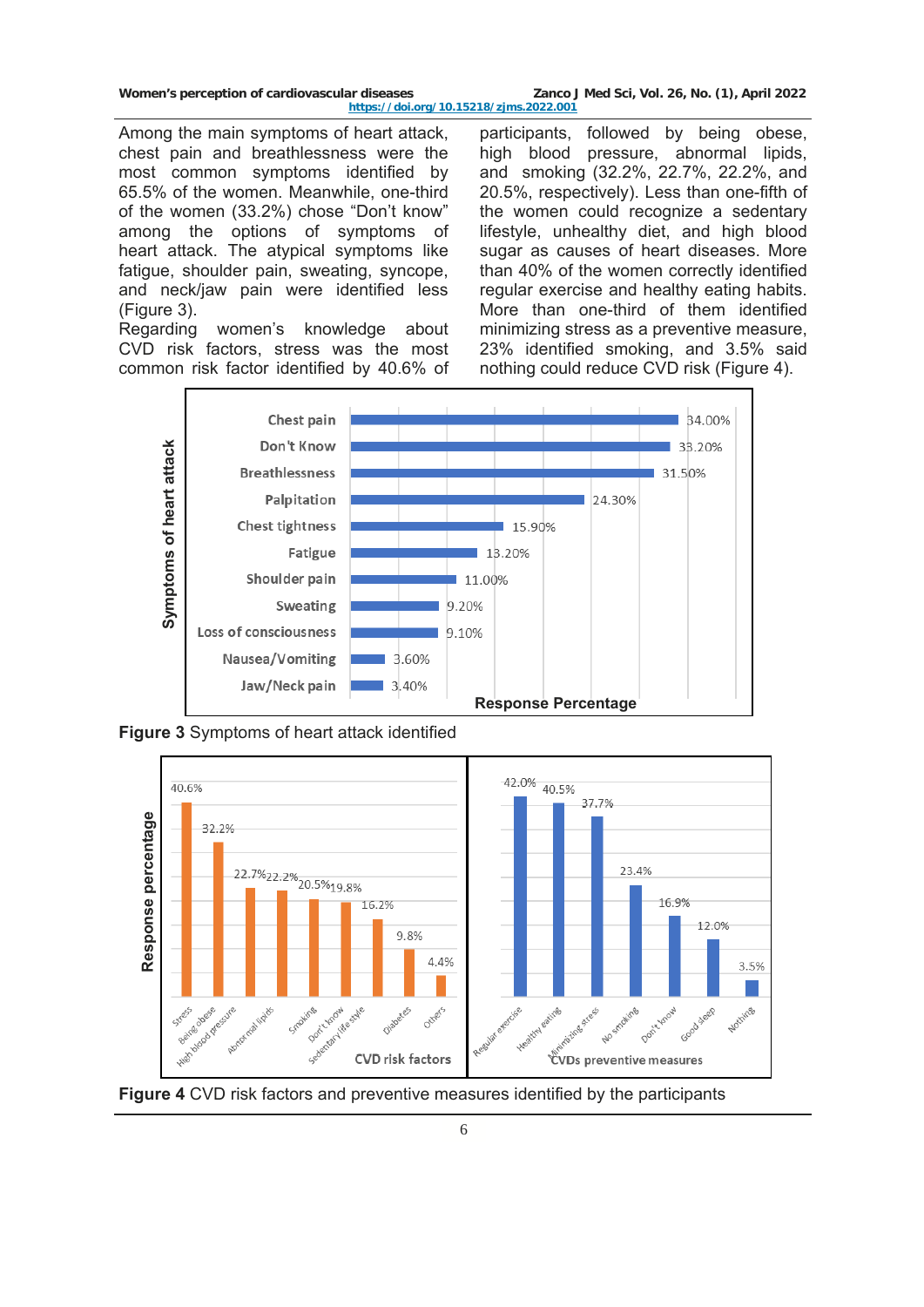Among the main symptoms of heart attack, chest pain and breathlessness were the most common symptoms identified by 65.5% of the women. Meanwhile, one-third of the women (33.2%) chose "Don't know" among the options of symptoms of heart attack. The atypical symptoms like fatigue, shoulder pain, sweating, syncope, and neck/jaw pain were identified less (Figure 3).

Regarding women's knowledge about CVD risk factors, stress was the most common risk factor identified by 40.6% of participants, followed by being obese, high blood pressure, abnormal lipids, and smoking (32.2%, 22.7%, 22.2%, and 20.5%, respectively). Less than one-fifth of the women could recognize a sedentary lifestyle, unhealthy diet, and high blood sugar as causes of heart diseases. More than 40% of the women correctly identified regular exercise and healthy eating habits. More than one-third of them identified minimizing stress as a preventive measure, 23% identified smoking, and 3.5% said nothing could reduce CVD risk (Figure 4).

**Figure 3** Symptoms of heart attack identified

**Figure 4** CVD risk factors and preventive measures identified by the participants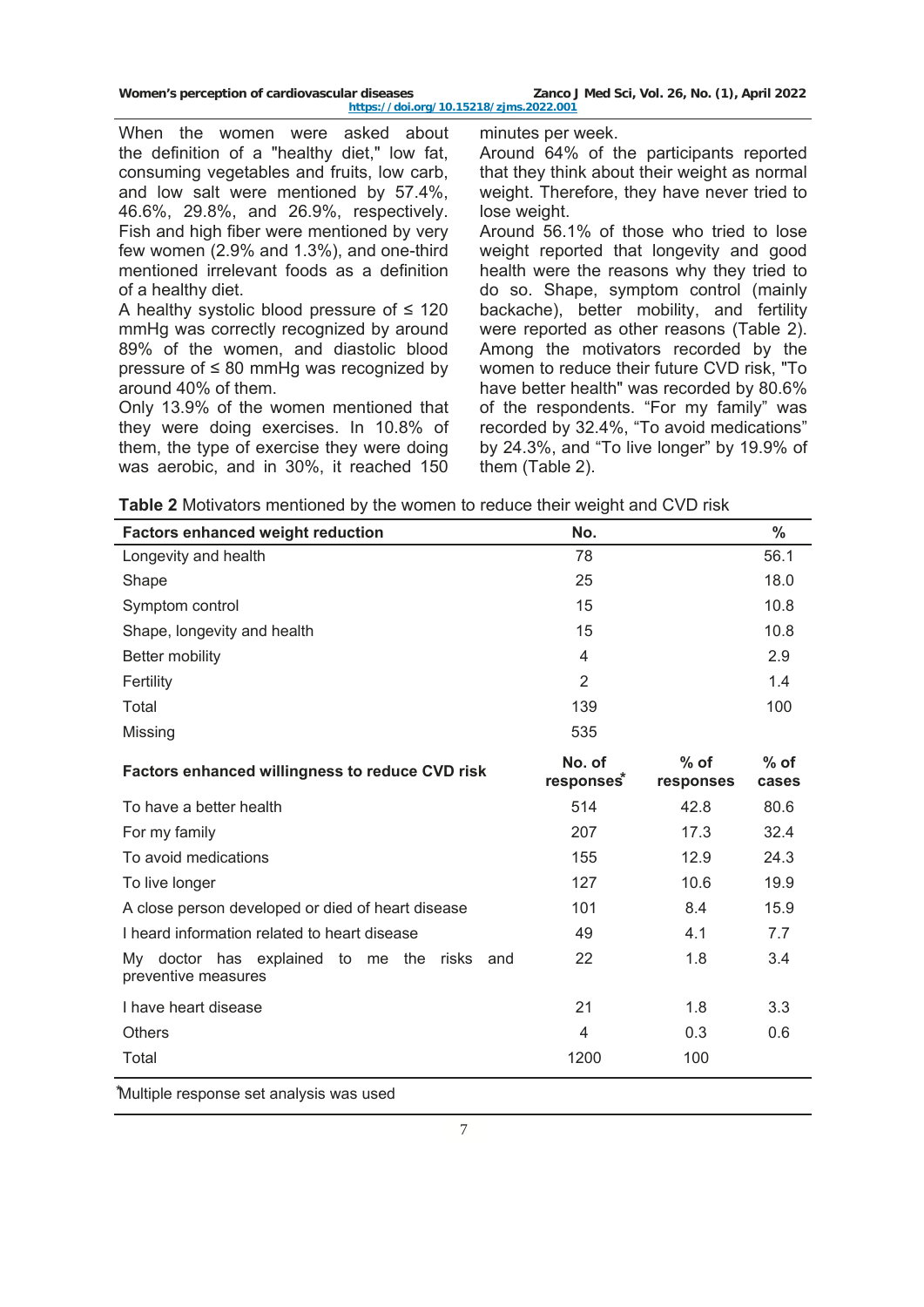When the women were asked about the definition of a "healthy diet," low fat, consuming vegetables and fruits, low carb, and low salt were mentioned by 57.4%, 46.6%, 29.8%, and 26.9%, respectively. Fish and high fiber were mentioned by very few women (2.9% and 1.3%), and one-third mentioned irrelevant foods as a definition of a healthy diet.

A healthy systolic blood pressure of ≤ 120 mmHg was correctly recognized by around 89% of the women, and diastolic blood pressure of ≤ 80 mmHg was recognized by around 40% of them.

Only 13.9% of the women mentioned that they were doing exercises. In 10.8% of them, the type of exercise they were doing was aerobic, and in 30%, it reached 150 minutes per week.

Around 64% of the participants reported that they think about their weight as normal weight. Therefore, they have never tried to lose weight.

Around 56.1% of those who tried to lose weight reported that longevity and good health were the reasons why they tried to do so. Shape, symptom control (mainly backache), better mobility, and fertility were reported as other reasons (Table 2). Among the motivators recorded by the women to reduce their future CVD risk, "To have better health" was recorded by 80.6% of the respondents. "For my family" was recorded by 32.4%, "To avoid medications" by 24.3%, and "To live longer" by 19.9% of them (Table 2).

**Table 2** Motivators mentioned by the women to reduce their weight and CVD risk

| Factors enhanced weight reduction | No. | | % |
|---|---|---|---|
| Longevity and health | 78 | | 56.1 |
| Shape | 25 | | 18.0 |
| Symptom control | 15 | | 10.8 |
| Shape, longevity and health | 15 | | 10.8 |
| Better mobility | 4 | | 2.9 |
| Fertility | 2 | | 1.4 |
| Total | 139 | | 100 |
| Missing | 535 | | |
| **Factors enhanced willingness to reduce CVD risk** | **No. of responses*** | **% of responses** | **% of cases** |
| To have a better health | 514 | 42.8 | 80.6 |
| For my family | 207 | 17.3 | 32.4 |
| To avoid medications | 155 | 12.9 | 24.3 |
| To live longer | 127 | 10.6 | 19.9 |
| A close person developed or died of heart disease | 101 | 8.4 | 15.9 |
| I heard information related to heart disease | 49 | 4.1 | 7.7 |
| My doctor has explained to me the risks and preventive measures | 22 | 1.8 | 3.4 |
| I have heart disease | 21 | 1.8 | 3.3 |
| Others | 4 | 0.3 | 0.6 |
| Total | 1200 | 100 | |

*Multiple response set analysis was used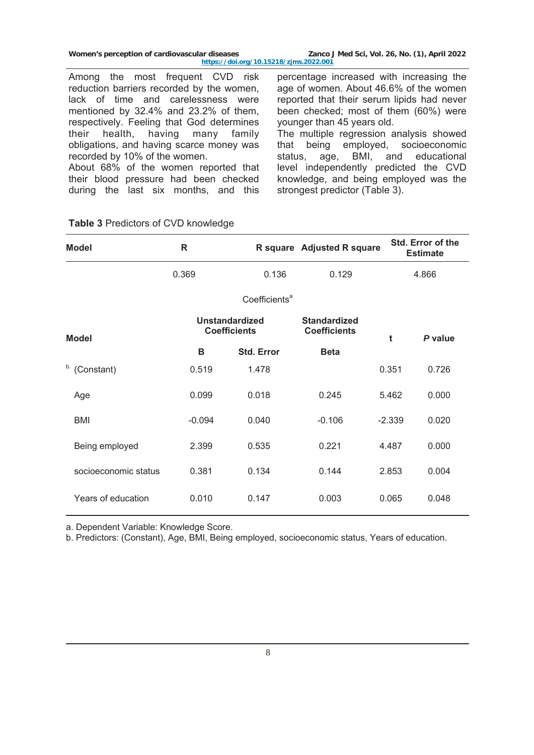Among the most frequent CVD risk reduction barriers recorded by the women, lack of time and carelessness were mentioned by 32.4% and 23.2% of them, respectively. Feeling that God determines their health, having many family obligations, and having scarce money was recorded by 10% of the women.

About 68% of the women reported that their blood pressure had been checked during the last six months, and this percentage increased with increasing the age of women. About 46.6% of the women reported that their serum lipids had never been checked; most of them (60%) were younger than 45 years old.

The multiple regression analysis showed that being employed, socioeconomic status, age, BMI, and educational level independently predicted the CVD knowledge, and being employed was the strongest predictor (Table 3).

**Table 3** Predictors of CVD knowledge

| Model | R | R square | Adjusted R square | Std. Error of the Estimate |
|---|---|---|---|---|
| | 0.369 | 0.136 | 0.129 | 4.866 |

Coefficients[a]

| Model | Unstandardized Coefficients | | Standardized Coefficients | t | *P* value |
|---|---|---|---|---|---|
| | B | Std. Error | Beta | | |
| [b] (Constant) | 0.519 | 1.478 | | 0.351 | 0.726 |
| Age | 0.099 | 0.018 | 0.245 | 5.462 | 0.000 |
| BMI | -0.094 | 0.040 | -0.106 | -2.339 | 0.020 |
| Being employed | 2.399 | 0.535 | 0.221 | 4.487 | 0.000 |
| socioeconomic status | 0.381 | 0.134 | 0.144 | 2.853 | 0.004 |
| Years of education | 0.010 | 0.147 | 0.003 | 0.065 | 0.048 |

a. Dependent Variable: Knowledge Score.
b. Predictors: (Constant), Age, BMI, Being employed, socioeconomic status, Years of education.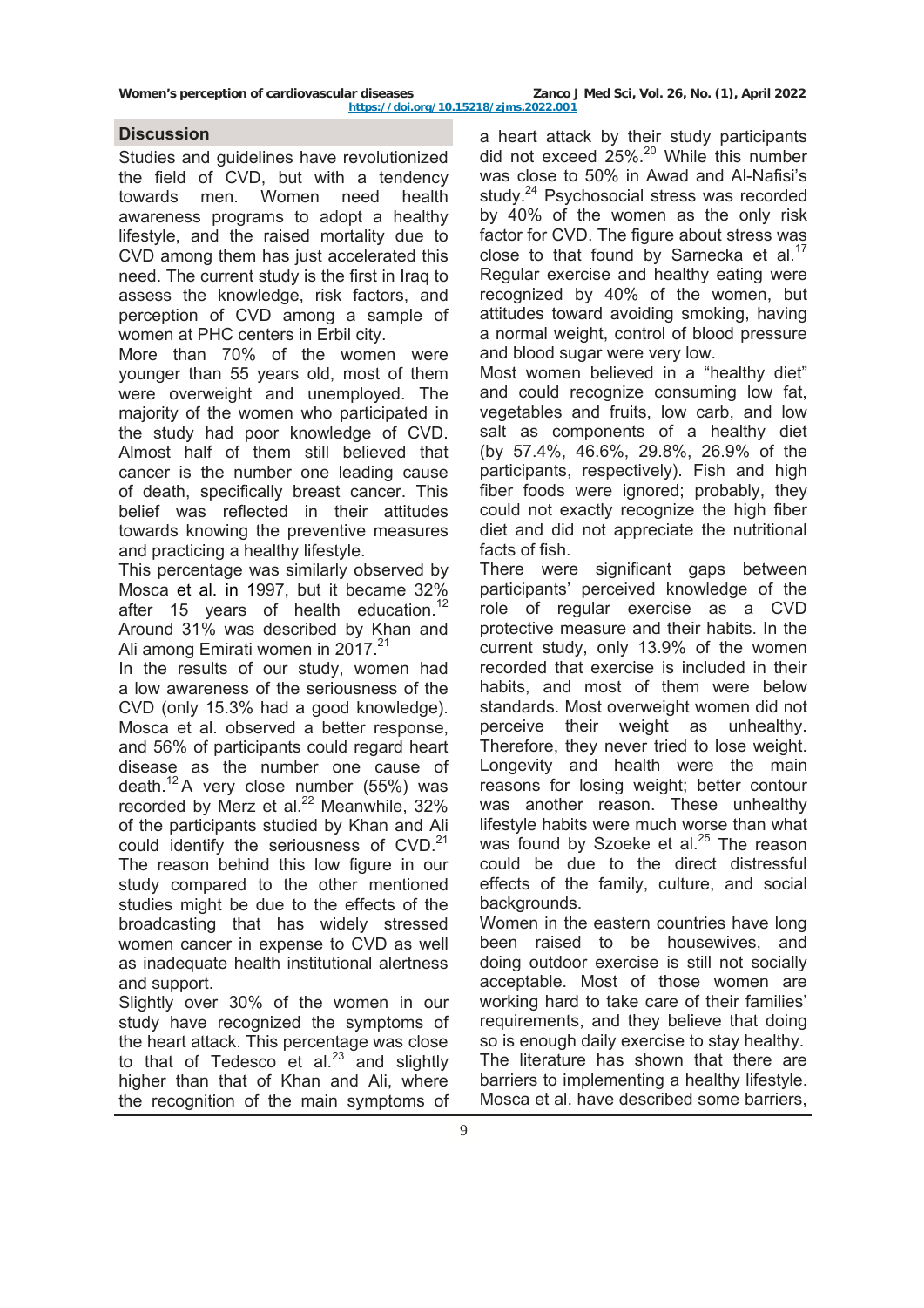## Discussion

Studies and guidelines have revolutionized the field of CVD, but with a tendency towards men. Women need health awareness programs to adopt a healthy lifestyle, and the raised mortality due to CVD among them has just accelerated this need. The current study is the first in Iraq to assess the knowledge, risk factors, and perception of CVD among a sample of women at PHC centers in Erbil city.

More than 70% of the women were younger than 55 years old, most of them were overweight and unemployed. The majority of the women who participated in the study had poor knowledge of CVD. Almost half of them still believed that cancer is the number one leading cause of death, specifically breast cancer. This belief was reflected in their attitudes towards knowing the preventive measures and practicing a healthy lifestyle.

This percentage was similarly observed by Mosca et al. in 1997, but it became 32% after 15 years of health education.[12] Around 31% was described by Khan and Ali among Emirati women in 2017.[21]

In the results of our study, women had a low awareness of the seriousness of the CVD (only 15.3% had a good knowledge). Mosca et al. observed a better response, and 56% of participants could regard heart disease as the number one cause of death.[12] A very close number (55%) was recorded by Merz et al.[22] Meanwhile, 32% of the participants studied by Khan and Ali could identify the seriousness of CVD.[21] The reason behind this low figure in our study compared to the other mentioned studies might be due to the effects of the broadcasting that has widely stressed women cancer in expense to CVD as well as inadequate health institutional alertness and support.

Slightly over 30% of the women in our study have recognized the symptoms of the heart attack. This percentage was close to that of Tedesco et al.[23] and slightly higher than that of Khan and Ali, where the recognition of the main symptoms of a heart attack by their study participants did not exceed 25%.[20] While this number was close to 50% in Awad and Al-Nafisi's study.[24] Psychosocial stress was recorded by 40% of the women as the only risk factor for CVD. The figure about stress was close to that found by Sarnecka et al.[17] Regular exercise and healthy eating were recognized by 40% of the women, but attitudes toward avoiding smoking, having a normal weight, control of blood pressure and blood sugar were very low.

Most women believed in a "healthy diet" and could recognize consuming low fat, vegetables and fruits, low carb, and low salt as components of a healthy diet (by 57.4%, 46.6%, 29.8%, 26.9% of the participants, respectively). Fish and high fiber foods were ignored; probably, they could not exactly recognize the high fiber diet and did not appreciate the nutritional facts of fish.

There were significant gaps between participants' perceived knowledge of the role of regular exercise as a CVD protective measure and their habits. In the current study, only 13.9% of the women recorded that exercise is included in their habits, and most of them were below standards. Most overweight women did not perceive their weight as unhealthy. Therefore, they never tried to lose weight. Longevity and health were the main reasons for losing weight; better contour was another reason. These unhealthy lifestyle habits were much worse than what was found by Szoeke et al.[25] The reason could be due to the direct distressful effects of the family, culture, and social backgrounds.

Women in the eastern countries have long been raised to be housewives, and doing outdoor exercise is still not socially acceptable. Most of those women are working hard to take care of their families' requirements, and they believe that doing so is enough daily exercise to stay healthy. The literature has shown that there are barriers to implementing a healthy lifestyle. Mosca et al. have described some barriers,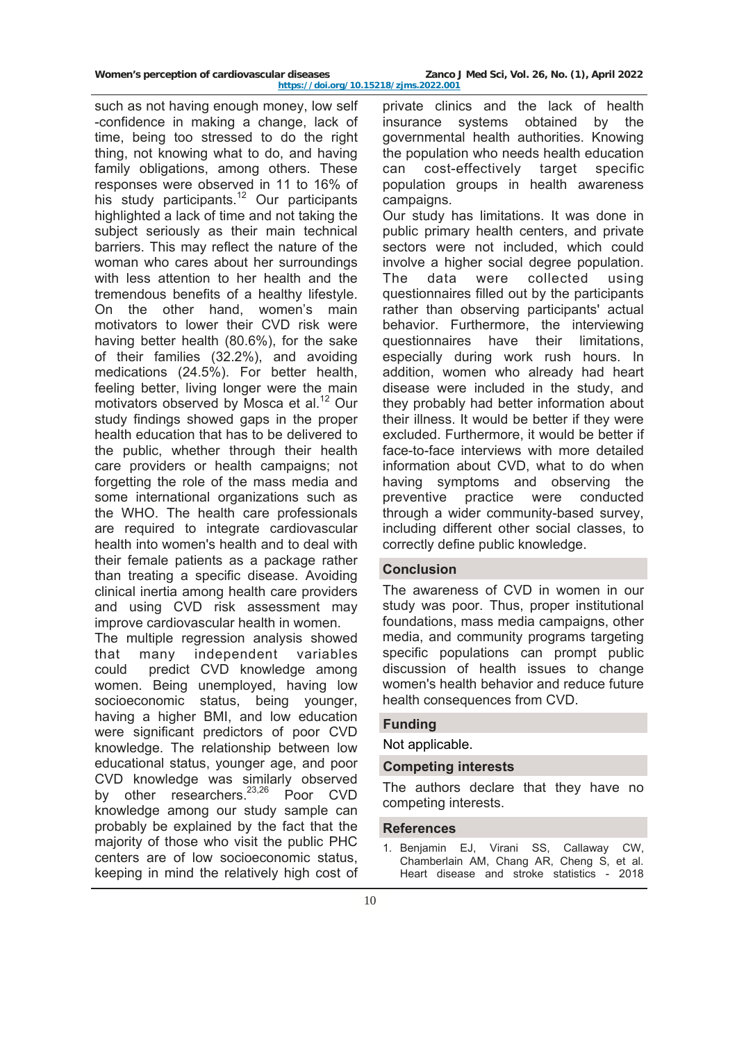such as not having enough money, low self -confidence in making a change, lack of time, being too stressed to do the right thing, not knowing what to do, and having family obligations, among others. These responses were observed in 11 to 16% of his study participants.[12] Our participants highlighted a lack of time and not taking the subject seriously as their main technical barriers. This may reflect the nature of the woman who cares about her surroundings with less attention to her health and the tremendous benefits of a healthy lifestyle. On the other hand, women's main motivators to lower their CVD risk were having better health (80.6%), for the sake of their families (32.2%), and avoiding medications (24.5%). For better health, feeling better, living longer were the main motivators observed by Mosca et al.[12] Our study findings showed gaps in the proper health education that has to be delivered to the public, whether through their health care providers or health campaigns; not forgetting the role of the mass media and some international organizations such as the WHO. The health care professionals are required to integrate cardiovascular health into women's health and to deal with their female patients as a package rather than treating a specific disease. Avoiding clinical inertia among health care providers and using CVD risk assessment may improve cardiovascular health in women.

The multiple regression analysis showed that many independent variables could predict CVD knowledge among women. Being unemployed, having low socioeconomic status, being younger, having a higher BMI, and low education were significant predictors of poor CVD knowledge. The relationship between low educational status, younger age, and poor CVD knowledge was similarly observed by other researchers.[23,26] Poor CVD knowledge among our study sample can probably be explained by the fact that the majority of those who visit the public PHC centers are of low socioeconomic status, keeping in mind the relatively high cost of private clinics and the lack of health insurance systems obtained by the governmental health authorities. Knowing the population who needs health education can cost-effectively target specific population groups in health awareness campaigns.

Our study has limitations. It was done in public primary health centers, and private sectors were not included, which could involve a higher social degree population. The data were collected using questionnaires filled out by the participants rather than observing participants' actual behavior. Furthermore, the interviewing questionnaires have their limitations, especially during work rush hours. In addition, women who already had heart disease were included in the study, and they probably had better information about their illness. It would be better if they were excluded. Furthermore, it would be better if face-to-face interviews with more detailed information about CVD, what to do when having symptoms and observing the preventive practice were conducted through a wider community-based survey, including different other social classes, to correctly define public knowledge.

## Conclusion

The awareness of CVD in women in our study was poor. Thus, proper institutional foundations, mass media campaigns, other media, and community programs targeting specific populations can prompt public discussion of health issues to change women's health behavior and reduce future health consequences from CVD.

## Funding

Not applicable.

## Competing interests

The authors declare that they have no competing interests.

## References

1. Benjamin EJ, Virani SS, Callaway CW, Chamberlain AM, Chang AR, Cheng S, et al. Heart disease and stroke statistics - 2018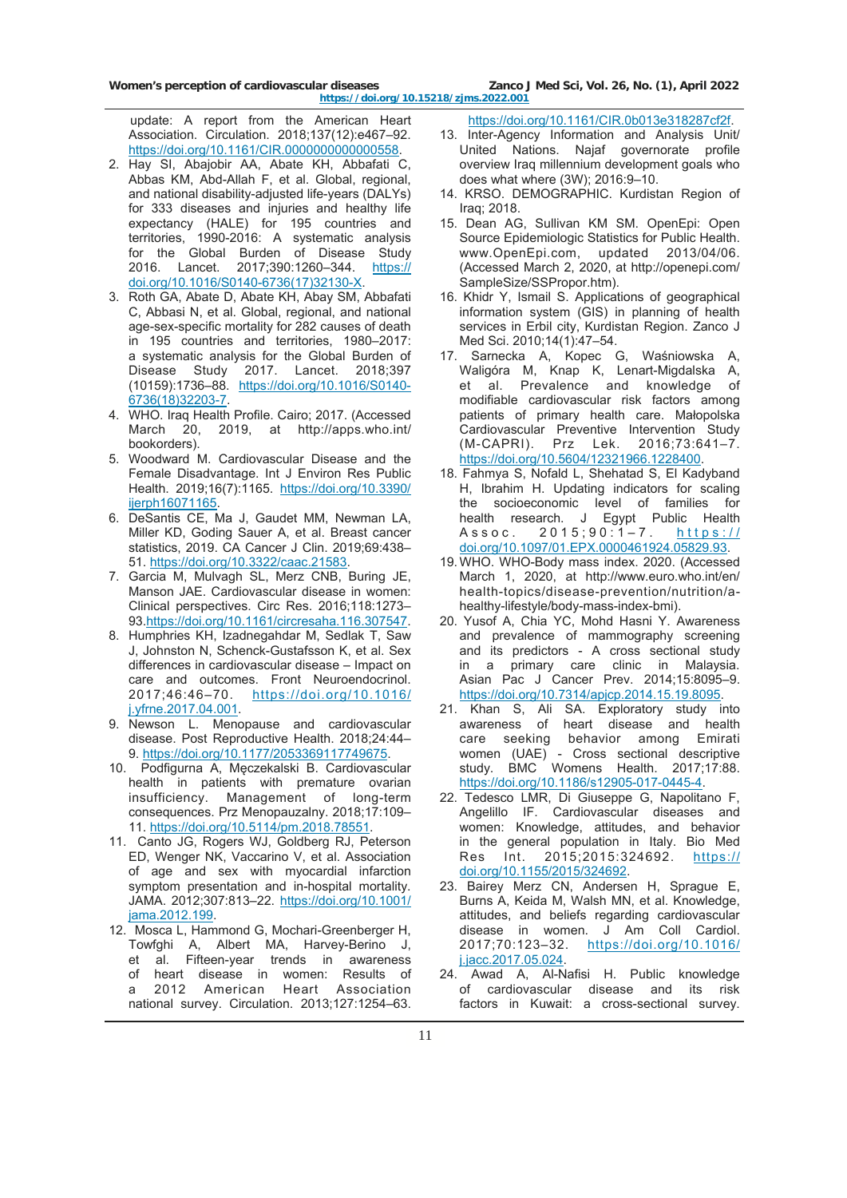update: A report from the American Heart Association. Circulation. 2018;137(12):e467–92. https://doi.org/10.1161/CIR.0000000000000558.

2. Hay SI, Abajobir AA, Abate KH, Abbafati C, Abbas KM, Abd-Allah F, et al. Global, regional, and national disability-adjusted life-years (DALYs) for 333 diseases and injuries and healthy life expectancy (HALE) for 195 countries and territories, 1990-2016: A systematic analysis for the Global Burden of Disease Study 2016. Lancet. 2017;390:1260–344. https://doi.org/10.1016/S0140-6736(17)32130-X.
3. Roth GA, Abate D, Abate KH, Abay SM, Abbafati C, Abbasi N, et al. Global, regional, and national age-sex-specific mortality for 282 causes of death in 195 countries and territories, 1980–2017: a systematic analysis for the Global Burden of Disease Study 2017. Lancet. 2018;397 (10159):1736–88. https://doi.org/10.1016/S0140-6736(18)32203-7.
4. WHO. Iraq Health Profile. Cairo; 2017. (Accessed March 20, 2019, at http://apps.who.int/bookorders).
5. Woodward M. Cardiovascular Disease and the Female Disadvantage. Int J Environ Res Public Health. 2019;16(7):1165. https://doi.org/10.3390/ijerph16071165.
6. DeSantis CE, Ma J, Gaudet MM, Newman LA, Miller KD, Goding Sauer A, et al. Breast cancer statistics, 2019. CA Cancer J Clin. 2019;69:438–51. https://doi.org/10.3322/caac.21583.
7. Garcia M, Mulvagh SL, Merz CNB, Buring JE, Manson JAE. Cardiovascular disease in women: Clinical perspectives. Circ Res. 2016;118:1273–93.https://doi.org/10.1161/circresaha.116.307547.
8. Humphries KH, Izadnegahdar M, Sedlak T, Saw J, Johnston N, Schenck-Gustafsson K, et al. Sex differences in cardiovascular disease – Impact on care and outcomes. Front Neuroendocrinol. 2017;46:46–70. https://doi.org/10.1016/j.yfrne.2017.04.001.
9. Newson L. Menopause and cardiovascular disease. Post Reproductive Health. 2018;24:44–9. https://doi.org/10.1177/2053369117749675.
10. Podfigurna A, Męczekalski B. Cardiovascular health in patients with premature ovarian insufficiency. Management of long-term consequences. Prz Menopauzalny. 2018;17:109–11. https://doi.org/10.5114/pm.2018.78551.
11. Canto JG, Rogers WJ, Goldberg RJ, Peterson ED, Wenger NK, Vaccarino V, et al. Association of age and sex with myocardial infarction symptom presentation and in-hospital mortality. JAMA. 2012;307:813–22. https://doi.org/10.1001/jama.2012.199.
12. Mosca L, Hammond G, Mochari-Greenberger H, Towfghi A, Albert MA, Harvey-Berino J, et al. Fifteen-year trends in awareness of heart disease in women: Results of a 2012 American Heart Association national survey. Circulation. 2013;127:1254–63. https://doi.org/10.1161/CIR.0b013e318287cf2f.
13. Inter-Agency Information and Analysis Unit/ United Nations. Najaf governorate profile overview Iraq millennium development goals who does what where (3W); 2016:9–10.
14. KRSO. DEMOGRAPHIC. Kurdistan Region of Iraq; 2018.
15. Dean AG, Sullivan KM SM. OpenEpi: Open Source Epidemiologic Statistics for Public Health. www.OpenEpi.com, updated 2013/04/06. (Accessed March 2, 2020, at http://openepi.com/SampleSize/SSPropor.htm).
16. Khidr Y, Ismail S. Applications of geographical information system (GIS) in planning of health services in Erbil city, Kurdistan Region. Zanco J Med Sci. 2010;14(1):47–54.
17. Sarnecka A, Kopec G, Waśniowska A, Waligóra M, Knap K, Lenart-Migdalska A, et al. Prevalence and knowledge of modifiable cardiovascular risk factors among patients of primary health care. Małopolska Cardiovascular Preventive Intervention Study (M-CAPRI). Prz Lek. 2016;73:641–7. https://doi.org/10.5604/12321966.1228400.
18. Fahmya S, Nofald L, Shehatad S, El Kadyband H, Ibrahim H. Updating indicators for scaling the socioeconomic level of families for health research. J Egypt Public Health Assoc. 2015;90:1–7. https://doi.org/10.1097/01.EPX.0000461924.05829.93.
19. WHO. WHO-Body mass index. 2020. (Accessed March 1, 2020, at http://www.euro.who.int/en/health-topics/disease-prevention/nutrition/a-healthy-lifestyle/body-mass-index-bmi).
20. Yusof A, Chia YC, Mohd Hasni Y. Awareness and prevalence of mammography screening and its predictors - A cross sectional study in a primary care clinic in Malaysia. Asian Pac J Cancer Prev. 2014;15:8095–9. https://doi.org/10.7314/apjcp.2014.15.19.8095.
21. Khan S, Ali SA. Exploratory study into awareness of heart disease and health care seeking behavior among Emirati women (UAE) - Cross sectional descriptive study. BMC Womens Health. 2017;17:88. https://doi.org/10.1186/s12905-017-0445-4.
22. Tedesco LMR, Di Giuseppe G, Napolitano F, Angelillo IF. Cardiovascular diseases and women: Knowledge, attitudes, and behavior in the general population in Italy. Bio Med Res Int. 2015;2015:324692. https://doi.org/10.1155/2015/324692.
23. Bairey Merz CN, Andersen H, Sprague E, Burns A, Keida M, Walsh MN, et al. Knowledge, attitudes, and beliefs regarding cardiovascular disease in women. J Am Coll Cardiol. 2017;70:123–32. https://doi.org/10.1016/j.jacc.2017.05.024.
24. Awad A, Al-Nafisi H. Public knowledge of cardiovascular disease and its risk factors in Kuwait: a cross-sectional survey.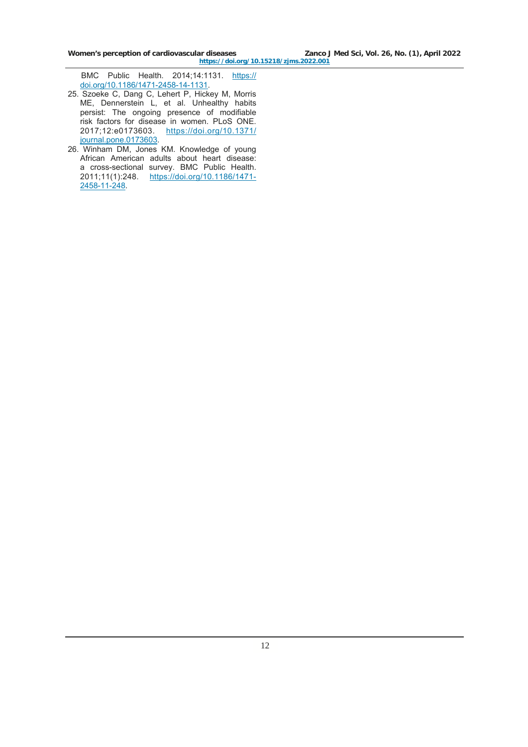BMC Public Health. 2014;14:1131. https://doi.org/10.1186/1471-2458-14-1131.

25. Szoeke C, Dang C, Lehert P, Hickey M, Morris ME, Dennerstein L, et al. Unhealthy habits persist: The ongoing presence of modifiable risk factors for disease in women. PLoS ONE. 2017;12:e0173603. https://doi.org/10.1371/journal.pone.0173603.
26. Winham DM, Jones KM. Knowledge of young African American adults about heart disease: a cross-sectional survey. BMC Public Health. 2011;11(1):248. https://doi.org/10.1186/1471-2458-11-248.